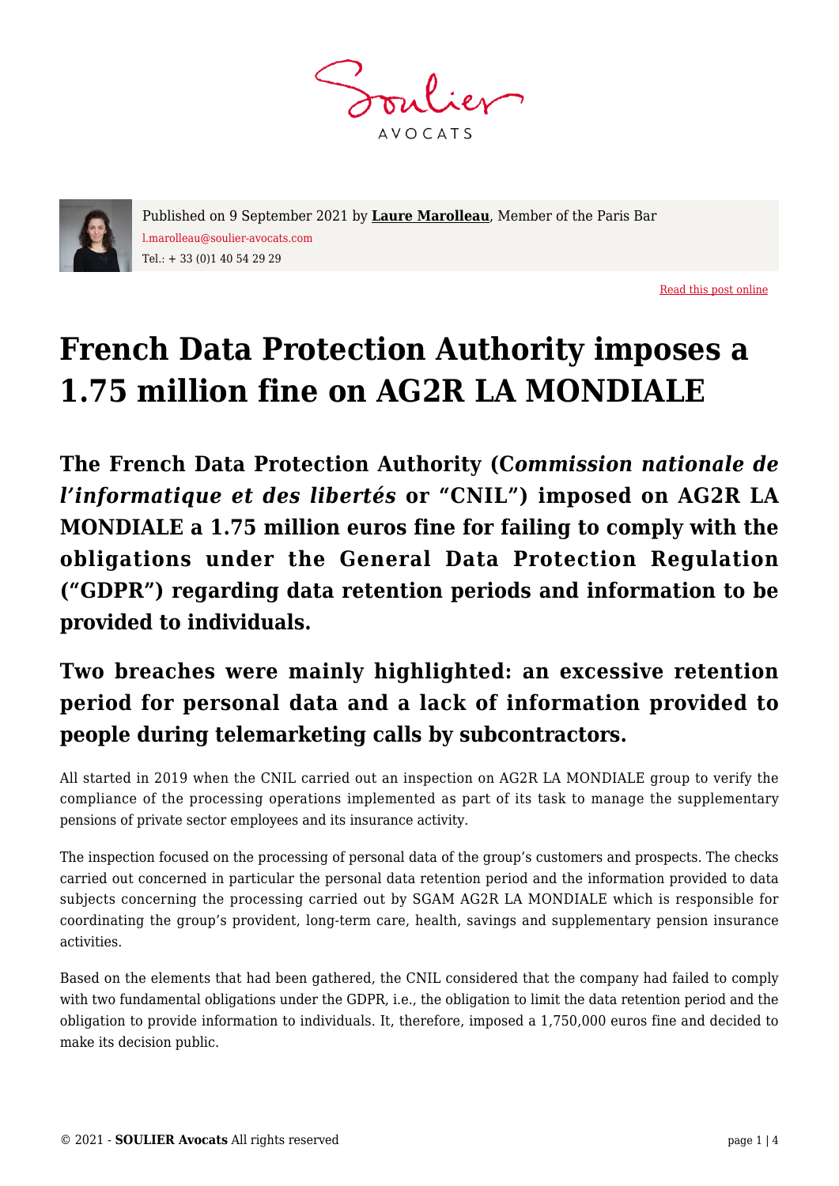Published on 9 September 2021 by **Laure Marolleau**, Member of the Paris Bar
l.marolleau@soulier-avocats.com
Tel.: + 33 (0)1 40 54 29 29

Read this post online

# French Data Protection Authority imposes a 1.75 million fine on AG2R LA MONDIALE

## The French Data Protection Authority (C*ommission nationale de l'informatique et des libertés* or "CNIL") imposed on AG2R LA MONDIALE a 1.75 million euros fine for failing to comply with the obligations under the General Data Protection Regulation ("GDPR") regarding data retention periods and information to be provided to individuals.

### Two breaches were mainly highlighted: an excessive retention period for personal data and a lack of information provided to people during telemarketing calls by subcontractors.

All started in 2019 when the CNIL carried out an inspection on AG2R LA MONDIALE group to verify the compliance of the processing operations implemented as part of its task to manage the supplementary pensions of private sector employees and its insurance activity.

The inspection focused on the processing of personal data of the group's customers and prospects. The checks carried out concerned in particular the personal data retention period and the information provided to data subjects concerning the processing carried out by SGAM AG2R LA MONDIALE which is responsible for coordinating the group's provident, long-term care, health, savings and supplementary pension insurance activities.

Based on the elements that had been gathered, the CNIL considered that the company had failed to comply with two fundamental obligations under the GDPR, i.e., the obligation to limit the data retention period and the obligation to provide information to individuals. It, therefore, imposed a 1,750,000 euros fine and decided to make its decision public.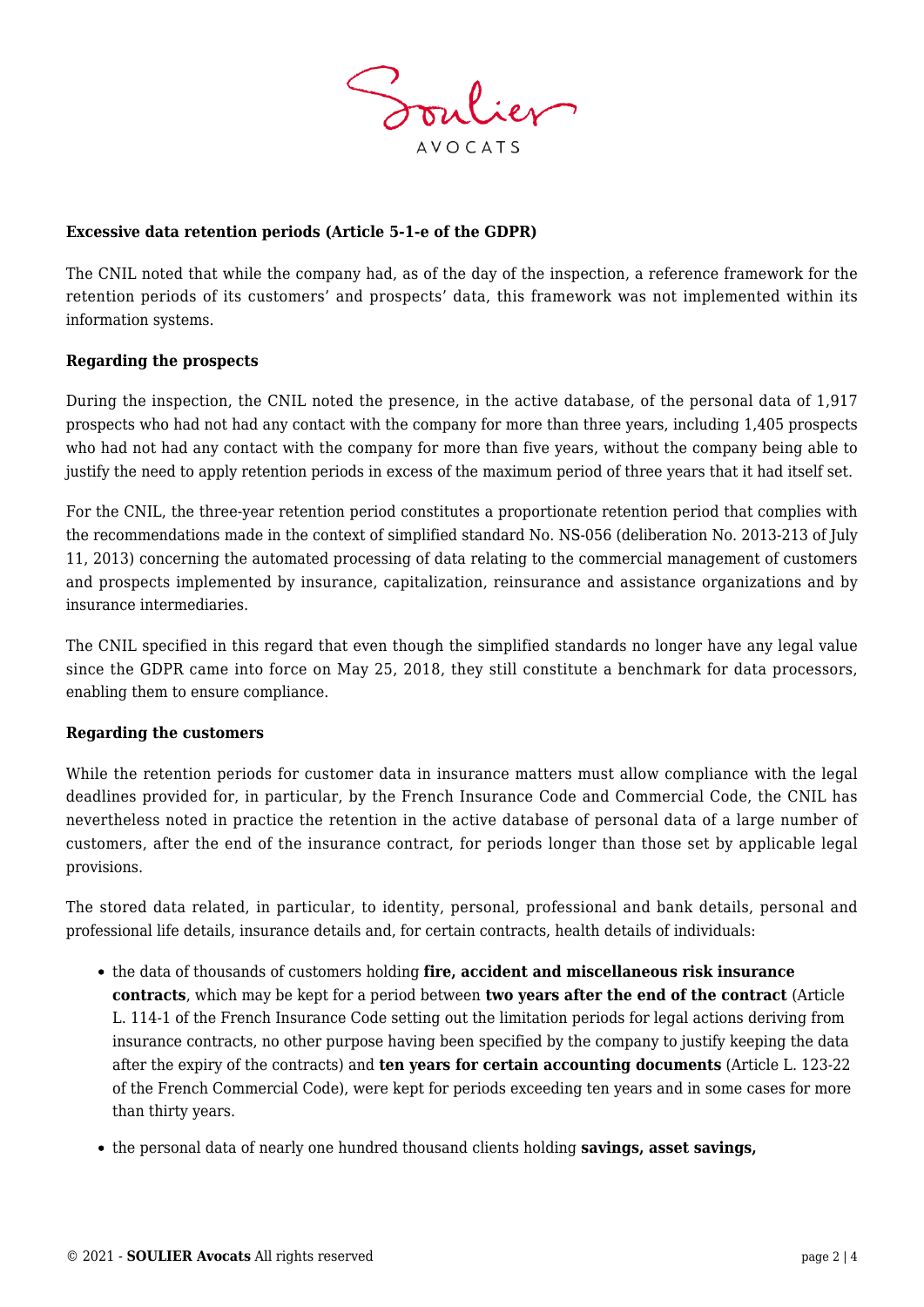**Excessive data retention periods (Article 5-1-e of the GDPR)**

The CNIL noted that while the company had, as of the day of the inspection, a reference framework for the retention periods of its customers' and prospects' data, this framework was not implemented within its information systems.

**Regarding the prospects**

During the inspection, the CNIL noted the presence, in the active database, of the personal data of 1,917 prospects who had not had any contact with the company for more than three years, including 1,405 prospects who had not had any contact with the company for more than five years, without the company being able to justify the need to apply retention periods in excess of the maximum period of three years that it had itself set.

For the CNIL, the three-year retention period constitutes a proportionate retention period that complies with the recommendations made in the context of simplified standard No. NS-056 (deliberation No. 2013-213 of July 11, 2013) concerning the automated processing of data relating to the commercial management of customers and prospects implemented by insurance, capitalization, reinsurance and assistance organizations and by insurance intermediaries.

The CNIL specified in this regard that even though the simplified standards no longer have any legal value since the GDPR came into force on May 25, 2018, they still constitute a benchmark for data processors, enabling them to ensure compliance.

**Regarding the customers**

While the retention periods for customer data in insurance matters must allow compliance with the legal deadlines provided for, in particular, by the French Insurance Code and Commercial Code, the CNIL has nevertheless noted in practice the retention in the active database of personal data of a large number of customers, after the end of the insurance contract, for periods longer than those set by applicable legal provisions.

The stored data related, in particular, to identity, personal, professional and bank details, personal and professional life details, insurance details and, for certain contracts, health details of individuals:

- the data of thousands of customers holding **fire, accident and miscellaneous risk insurance contracts**, which may be kept for a period between **two years after the end of the contract** (Article L. 114-1 of the French Insurance Code setting out the limitation periods for legal actions deriving from insurance contracts, no other purpose having been specified by the company to justify keeping the data after the expiry of the contracts) and **ten years for certain accounting documents** (Article L. 123-22 of the French Commercial Code), were kept for periods exceeding ten years and in some cases for more than thirty years.
- the personal data of nearly one hundred thousand clients holding **savings, asset savings,**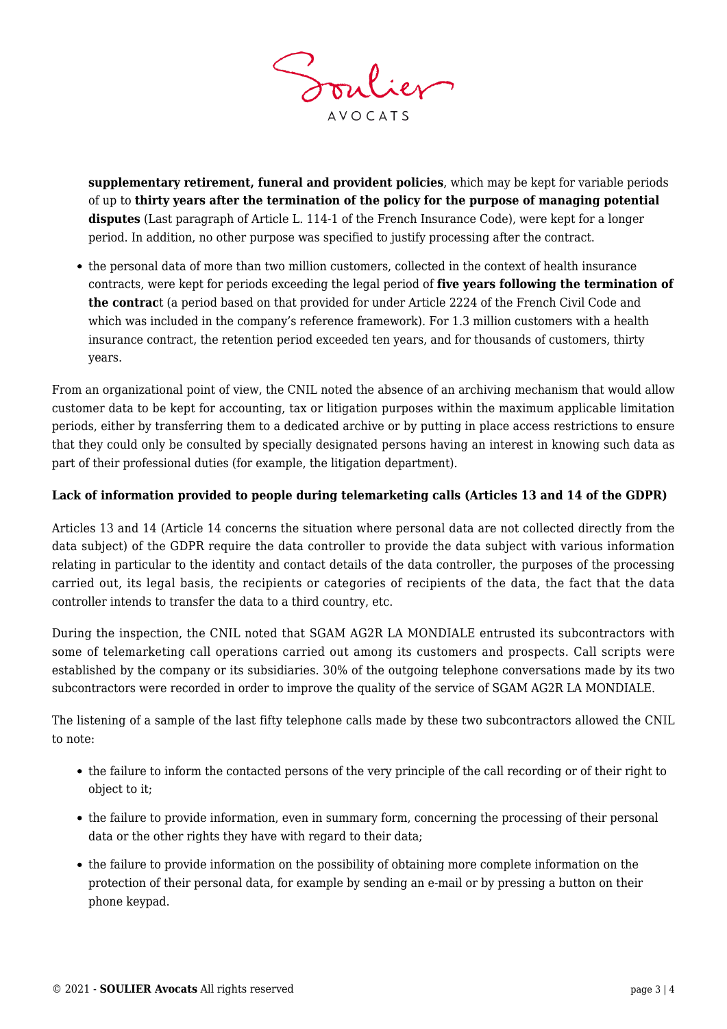**supplementary retirement, funeral and provident policies**, which may be kept for variable periods of up to **thirty years after the termination of the policy for the purpose of managing potential disputes** (Last paragraph of Article L. 114-1 of the French Insurance Code), were kept for a longer period. In addition, no other purpose was specified to justify processing after the contract.

- the personal data of more than two million customers, collected in the context of health insurance contracts, were kept for periods exceeding the legal period of **five years following the termination of the contrac**t (a period based on that provided for under Article 2224 of the French Civil Code and which was included in the company's reference framework). For 1.3 million customers with a health insurance contract, the retention period exceeded ten years, and for thousands of customers, thirty years.

From an organizational point of view, the CNIL noted the absence of an archiving mechanism that would allow customer data to be kept for accounting, tax or litigation purposes within the maximum applicable limitation periods, either by transferring them to a dedicated archive or by putting in place access restrictions to ensure that they could only be consulted by specially designated persons having an interest in knowing such data as part of their professional duties (for example, the litigation department).

**Lack of information provided to people during telemarketing calls (Articles 13 and 14 of the GDPR)**

Articles 13 and 14 (Article 14 concerns the situation where personal data are not collected directly from the data subject) of the GDPR require the data controller to provide the data subject with various information relating in particular to the identity and contact details of the data controller, the purposes of the processing carried out, its legal basis, the recipients or categories of recipients of the data, the fact that the data controller intends to transfer the data to a third country, etc.

During the inspection, the CNIL noted that SGAM AG2R LA MONDIALE entrusted its subcontractors with some of telemarketing call operations carried out among its customers and prospects. Call scripts were established by the company or its subsidiaries. 30% of the outgoing telephone conversations made by its two subcontractors were recorded in order to improve the quality of the service of SGAM AG2R LA MONDIALE.

The listening of a sample of the last fifty telephone calls made by these two subcontractors allowed the CNIL to note:

- the failure to inform the contacted persons of the very principle of the call recording or of their right to object to it;
- the failure to provide information, even in summary form, concerning the processing of their personal data or the other rights they have with regard to their data;
- the failure to provide information on the possibility of obtaining more complete information on the protection of their personal data, for example by sending an e-mail or by pressing a button on their phone keypad.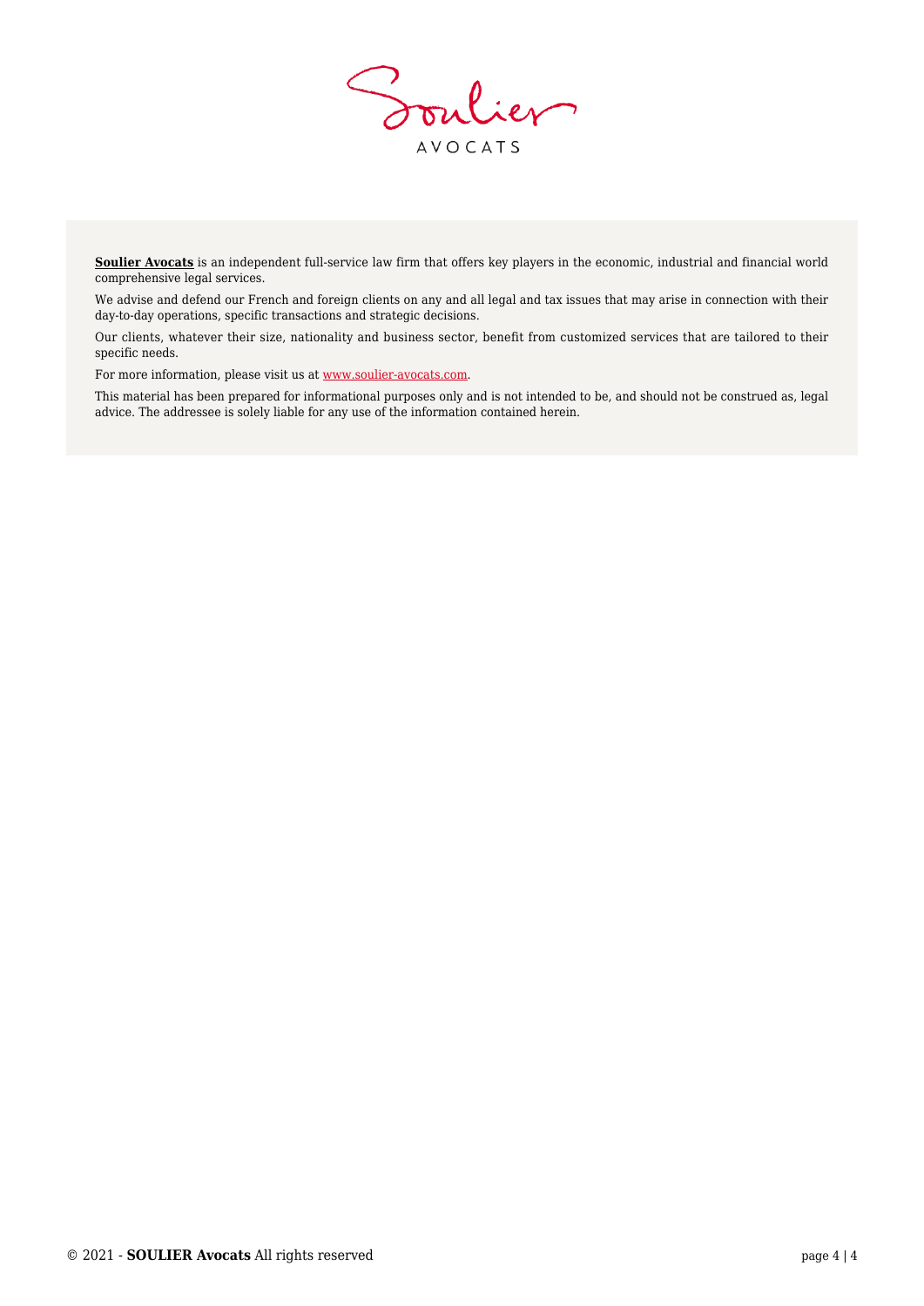**Soulier Avocats** is an independent full-service law firm that offers key players in the economic, industrial and financial world comprehensive legal services.

We advise and defend our French and foreign clients on any and all legal and tax issues that may arise in connection with their day-to-day operations, specific transactions and strategic decisions.

Our clients, whatever their size, nationality and business sector, benefit from customized services that are tailored to their specific needs.

For more information, please visit us at www.soulier-avocats.com.

This material has been prepared for informational purposes only and is not intended to be, and should not be construed as, legal advice. The addressee is solely liable for any use of the information contained herein.